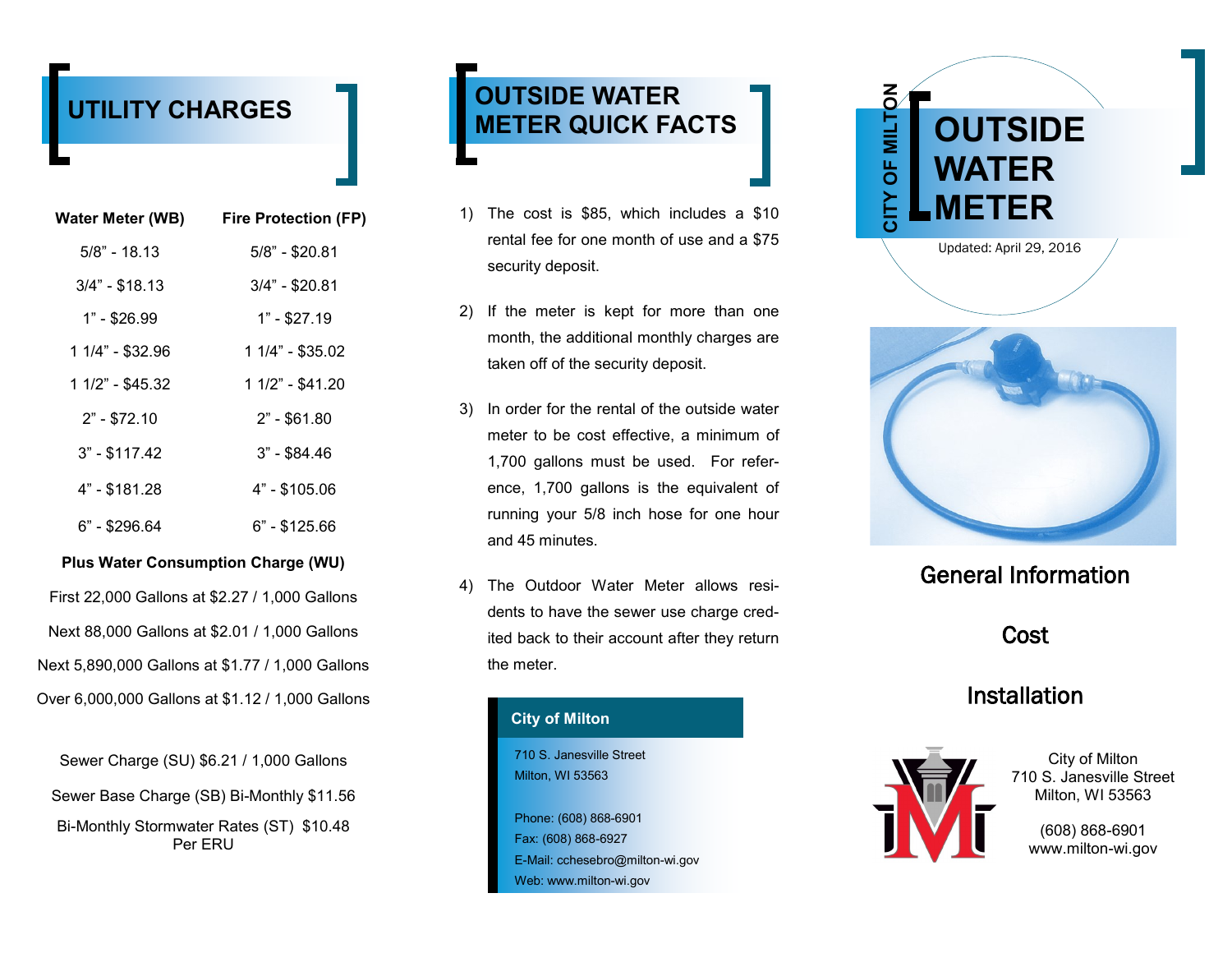## UTILITY CHARGES

| Water Meter (WB) | Fire Protection (FP) |
|---|---|
| 5/8" - 18.13 | 5/8" - $20.81 |
| 3/4" - $18.13 | 3/4" - $20.81 |
| 1" - $26.99 | 1" - $27.19 |
| 1 1/4" - $32.96 | 1 1/4" - $35.02 |
| 1 1/2" - $45.32 | 1 1/2" - $41.20 |
| 2" - $72.10 | 2" - $61.80 |
| 3" - $117.42 | 3" - $84.46 |
| 4" - $181.28 | 4" - $105.06 |
| 6" - $296.64 | 6" - $125.66 |

**Plus Water Consumption Charge (WU)**

First 22,000 Gallons at $2.27 / 1,000 Gallons

Next 88,000 Gallons at $2.01 / 1,000 Gallons

Next 5,890,000 Gallons at $1.77 / 1,000 Gallons

Over 6,000,000 Gallons at $1.12 / 1,000 Gallons

Sewer Charge (SU) $6.21 / 1,000 Gallons

Sewer Base Charge (SB) Bi-Monthly $11.56

Bi-Monthly Stormwater Rates (ST) $10.48 Per ERU

## OUTSIDE WATER METER QUICK FACTS

1) The cost is $85, which includes a $10 rental fee for one month of use and a $75 security deposit.
2) If the meter is kept for more than one month, the additional monthly charges are taken off of the security deposit.
3) In order for the rental of the outside water meter to be cost effective, a minimum of 1,700 gallons must be used. For reference, 1,700 gallons is the equivalent of running your 5/8 inch hose for one hour and 45 minutes.
4) The Outdoor Water Meter allows residents to have the sewer use charge credited back to their account after they return the meter.

**City of Milton**

710 S. Janesville Street
Milton, WI 53563

Phone: (608) 868-6901
Fax: (608) 868-6927
E-Mail: cchesebro@milton-wi.gov
Web: www.milton-wi.gov

CITY OF MILTON

# OUTSIDE WATER METER

Updated: April 29, 2016

General Information

Cost

Installation

City of Milton
710 S. Janesville Street
Milton, WI 53563

(608) 868-6901
www.milton-wi.gov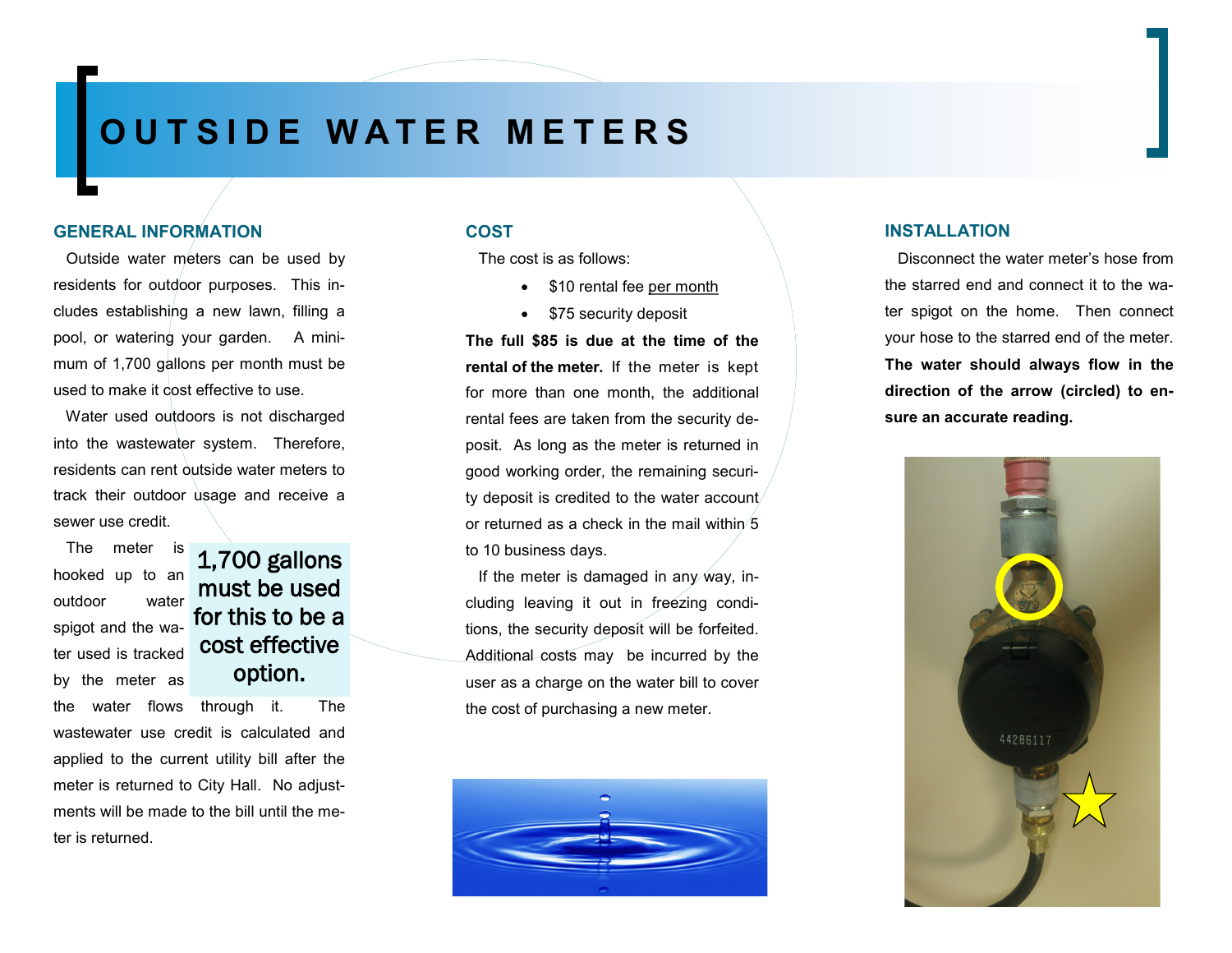# OUTSIDE WATER METERS

## GENERAL INFORMATION

Outside water meters can be used by residents for outdoor purposes. This includes establishing a new lawn, filling a pool, or watering your garden. A minimum of 1,700 gallons per month must be used to make it cost effective to use.

Water used outdoors is not discharged into the wastewater system. Therefore, residents can rent outside water meters to track their outdoor usage and receive a sewer use credit.

The meter is hooked up to an outdoor water spigot and the water used is tracked by the meter as the water flows through it. The wastewater use credit is calculated and applied to the current utility bill after the meter is returned to City Hall. No adjustments will be made to the bill until the meter is returned.

**1,700 gallons must be used for this to be a cost effective option.**

## COST

The cost is as follows:

- $10 rental fee per month
- $75 security deposit

**The full $85 is due at the time of the rental of the meter.** If the meter is kept for more than one month, the additional rental fees are taken from the security deposit. As long as the meter is returned in good working order, the remaining security deposit is credited to the water account or returned as a check in the mail within 5 to 10 business days.

If the meter is damaged in any way, including leaving it out in freezing conditions, the security deposit will be forfeited. Additional costs may be incurred by the user as a charge on the water bill to cover the cost of purchasing a new meter.

## INSTALLATION

Disconnect the water meter's hose from the starred end and connect it to the water spigot on the home. Then connect your hose to the starred end of the meter. **The water should always flow in the direction of the arrow (circled) to ensure an accurate reading.**